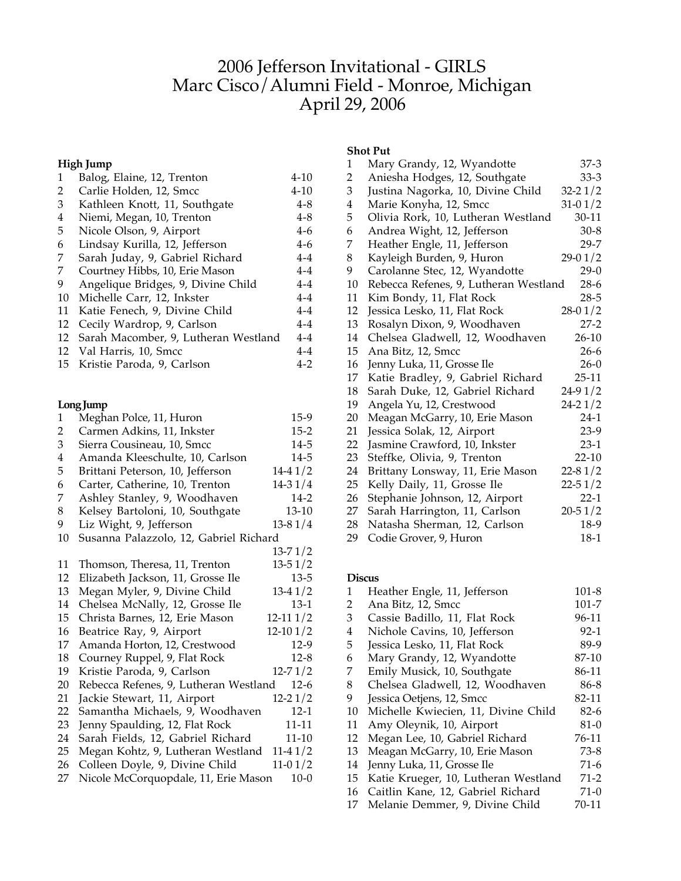# 2006 Jefferson Invitational - GIRLS
# Marc Cisco/Alumni Field - Monroe, Michigan
# April 29, 2006

**High Jump**

| | | |
|---|---|---|
| 1 | Balog, Elaine, 12, Trenton | 4-10 |
| 2 | Carlie Holden, 12, Smcc | 4-10 |
| 3 | Kathleen Knott, 11, Southgate | 4-8 |
| 4 | Niemi, Megan, 10, Trenton | 4-8 |
| 5 | Nicole Olson, 9, Airport | 4-6 |
| 6 | Lindsay Kurilla, 12, Jefferson | 4-6 |
| 7 | Sarah Juday, 9, Gabriel Richard | 4-4 |
| 7 | Courtney Hibbs, 10, Erie Mason | 4-4 |
| 9 | Angelique Bridges, 9, Divine Child | 4-4 |
| 10 | Michelle Carr, 12, Inkster | 4-4 |
| 11 | Katie Fenech, 9, Divine Child | 4-4 |
| 12 | Cecily Wardrop, 9, Carlson | 4-4 |
| 12 | Sarah Macomber, 9, Lutheran Westland | 4-4 |
| 12 | Val Harris, 10, Smcc | 4-4 |
| 15 | Kristie Paroda, 9, Carlson | 4-2 |

**Long Jump**

| | | |
|---|---|---|
| 1 | Meghan Polce, 11, Huron | 15-9 |
| 2 | Carmen Adkins, 11, Inkster | 15-2 |
| 3 | Sierra Cousineau, 10, Smcc | 14-5 |
| 4 | Amanda Kleeschulte, 10, Carlson | 14-5 |
| 5 | Brittani Peterson, 10, Jefferson | 14-4 1/2 |
| 6 | Carter, Catherine, 10, Trenton | 14-3 1/4 |
| 7 | Ashley Stanley, 9, Woodhaven | 14-2 |
| 8 | Kelsey Bartoloni, 10, Southgate | 13-10 |
| 9 | Liz Wight, 9, Jefferson | 13-8 1/4 |
| 10 | Susanna Palazzolo, 12, Gabriel Richard | 13-7 1/2 |
| 11 | Thomson, Theresa, 11, Trenton | 13-5 1/2 |
| 12 | Elizabeth Jackson, 11, Grosse Ile | 13-5 |
| 13 | Megan Myler, 9, Divine Child | 13-4 1/2 |
| 14 | Chelsea McNally, 12, Grosse Ile | 13-1 |
| 15 | Christa Barnes, 12, Erie Mason | 12-11 1/2 |
| 16 | Beatrice Ray, 9, Airport | 12-10 1/2 |
| 17 | Amanda Horton, 12, Crestwood | 12-9 |
| 18 | Courney Ruppel, 9, Flat Rock | 12-8 |
| 19 | Kristie Paroda, 9, Carlson | 12-7 1/2 |
| 20 | Rebecca Refenes, 9, Lutheran Westland | 12-6 |
| 21 | Jackie Stewart, 11, Airport | 12-2 1/2 |
| 22 | Samantha Michaels, 9, Woodhaven | 12-1 |
| 23 | Jenny Spaulding, 12, Flat Rock | 11-11 |
| 24 | Sarah Fields, 12, Gabriel Richard | 11-10 |
| 25 | Megan Kohtz, 9, Lutheran Westland | 11-4 1/2 |
| 26 | Colleen Doyle, 9, Divine Child | 11-0 1/2 |
| 27 | Nicole McCorquopdale, 11, Erie Mason | 10-0 |

**Shot Put**

| | | |
|---|---|---|
| 1 | Mary Grandy, 12, Wyandotte | 37-3 |
| 2 | Aniesha Hodges, 12, Southgate | 33-3 |
| 3 | Justina Nagorka, 10, Divine Child | 32-2 1/2 |
| 4 | Marie Konyha, 12, Smcc | 31-0 1/2 |
| 5 | Olivia Rork, 10, Lutheran Westland | 30-11 |
| 6 | Andrea Wight, 12, Jefferson | 30-8 |
| 7 | Heather Engle, 11, Jefferson | 29-7 |
| 8 | Kayleigh Burden, 9, Huron | 29-0 1/2 |
| 9 | Carolanne Stec, 12, Wyandotte | 29-0 |
| 10 | Rebecca Refenes, 9, Lutheran Westland | 28-6 |
| 11 | Kim Bondy, 11, Flat Rock | 28-5 |
| 12 | Jessica Lesko, 11, Flat Rock | 28-0 1/2 |
| 13 | Rosalyn Dixon, 9, Woodhaven | 27-2 |
| 14 | Chelsea Gladwell, 12, Woodhaven | 26-10 |
| 15 | Ana Bitz, 12, Smcc | 26-6 |
| 16 | Jenny Luka, 11, Grosse Ile | 26-0 |
| 17 | Katie Bradley, 9, Gabriel Richard | 25-11 |
| 18 | Sarah Duke, 12, Gabriel Richard | 24-9 1/2 |
| 19 | Angela Yu, 12, Crestwood | 24-2 1/2 |
| 20 | Meagan McGarry, 10, Erie Mason | 24-1 |
| 21 | Jessica Solak, 12, Airport | 23-9 |
| 22 | Jasmine Crawford, 10, Inkster | 23-1 |
| 23 | Steffke, Olivia, 9, Trenton | 22-10 |
| 24 | Brittany Lonsway, 11, Erie Mason | 22-8 1/2 |
| 25 | Kelly Daily, 11, Grosse Ile | 22-5 1/2 |
| 26 | Stephanie Johnson, 12, Airport | 22-1 |
| 27 | Sarah Harrington, 11, Carlson | 20-5 1/2 |
| 28 | Natasha Sherman, 12, Carlson | 18-9 |
| 29 | Codie Grover, 9, Huron | 18-1 |

**Discus**

| | | |
|---|---|---|
| 1 | Heather Engle, 11, Jefferson | 101-8 |
| 2 | Ana Bitz, 12, Smcc | 101-7 |
| 3 | Cassie Badillo, 11, Flat Rock | 96-11 |
| 4 | Nichole Cavins, 10, Jefferson | 92-1 |
| 5 | Jessica Lesko, 11, Flat Rock | 89-9 |
| 6 | Mary Grandy, 12, Wyandotte | 87-10 |
| 7 | Emily Musick, 10, Southgate | 86-11 |
| 8 | Chelsea Gladwell, 12, Woodhaven | 86-8 |
| 9 | Jessica Oetjens, 12, Smcc | 82-11 |
| 10 | Michelle Kwiecien, 11, Divine Child | 82-6 |
| 11 | Amy Oleynik, 10, Airport | 81-0 |
| 12 | Megan Lee, 10, Gabriel Richard | 76-11 |
| 13 | Meagan McGarry, 10, Erie Mason | 73-8 |
| 14 | Jenny Luka, 11, Grosse Ile | 71-6 |
| 15 | Katie Krueger, 10, Lutheran Westland | 71-2 |
| 16 | Caitlin Kane, 12, Gabriel Richard | 71-0 |
| 17 | Melanie Demmer, 9, Divine Child | 70-11 |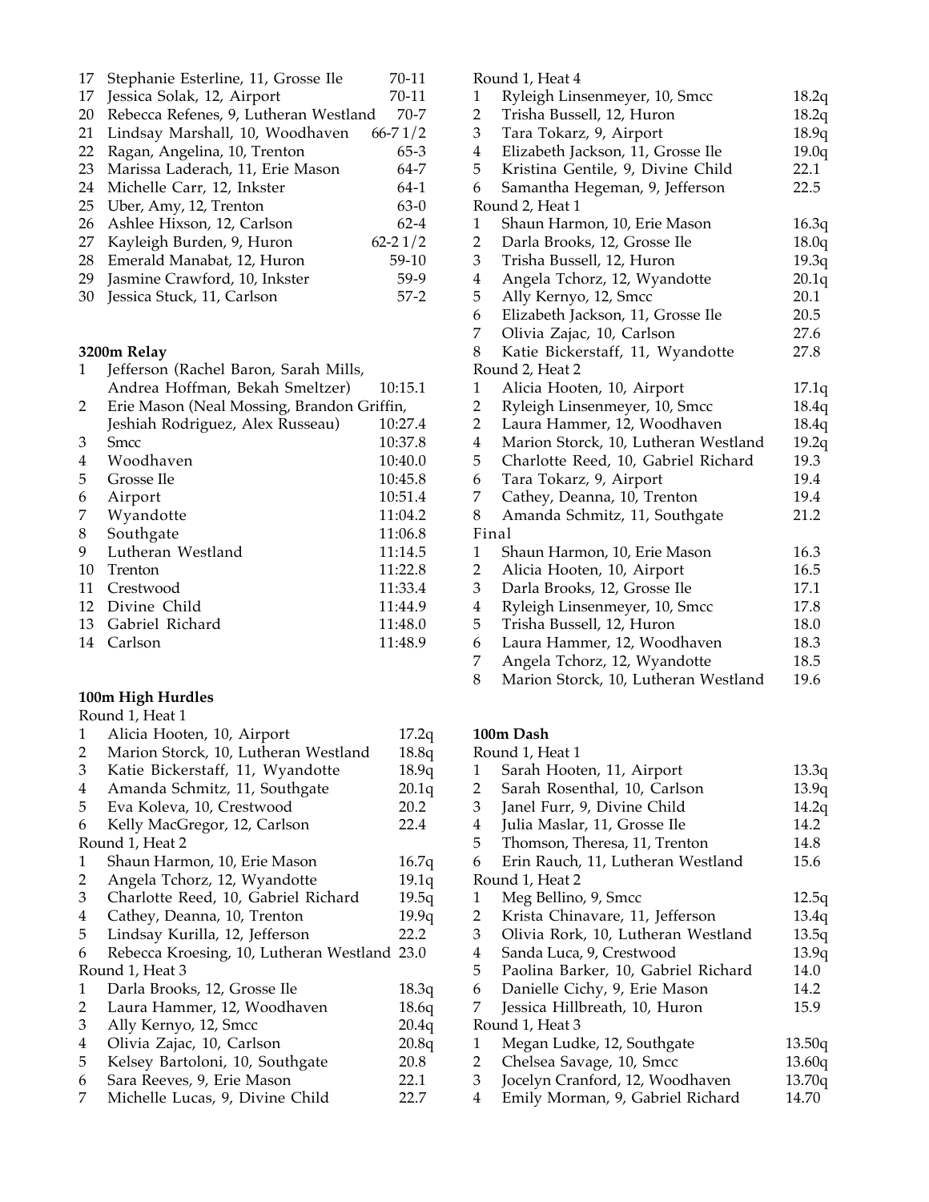| | | |
|---|---|---|
| 17 | Stephanie Esterline, 11, Grosse Ile | 70-11 |
| 17 | Jessica Solak, 12, Airport | 70-11 |
| 20 | Rebecca Refenes, 9, Lutheran Westland | 70-7 |
| 21 | Lindsay Marshall, 10, Woodhaven | 66-7 1/2 |
| 22 | Ragan, Angelina, 10, Trenton | 65-3 |
| 23 | Marissa Laderach, 11, Erie Mason | 64-7 |
| 24 | Michelle Carr, 12, Inkster | 64-1 |
| 25 | Uber, Amy, 12, Trenton | 63-0 |
| 26 | Ashlee Hixson, 12, Carlson | 62-4 |
| 27 | Kayleigh Burden, 9, Huron | 62-2 1/2 |
| 28 | Emerald Manabat, 12, Huron | 59-10 |
| 29 | Jasmine Crawford, 10, Inkster | 59-9 |
| 30 | Jessica Stuck, 11, Carlson | 57-2 |

**3200m Relay**

| | | |
|---|---|---|
| 1 | Jefferson (Rachel Baron, Sarah Mills, Andrea Hoffman, Bekah Smeltzer) | 10:15.1 |
| 2 | Erie Mason (Neal Mossing, Brandon Griffin, Jeshiah Rodriguez, Alex Russeau) | 10:27.4 |
| 3 | Smcc | 10:37.8 |
| 4 | Woodhaven | 10:40.0 |
| 5 | Grosse Ile | 10:45.8 |
| 6 | Airport | 10:51.4 |
| 7 | Wyandotte | 11:04.2 |
| 8 | Southgate | 11:06.8 |
| 9 | Lutheran Westland | 11:14.5 |
| 10 | Trenton | 11:22.8 |
| 11 | Crestwood | 11:33.4 |
| 12 | Divine Child | 11:44.9 |
| 13 | Gabriel Richard | 11:48.0 |
| 14 | Carlson | 11:48.9 |

**100m High Hurdles**

Round 1, Heat 1

| | | |
|---|---|---|
| 1 | Alicia Hooten, 10, Airport | 17.2q |
| 2 | Marion Storck, 10, Lutheran Westland | 18.8q |
| 3 | Katie Bickerstaff, 11, Wyandotte | 18.9q |
| 4 | Amanda Schmitz, 11, Southgate | 20.1q |
| 5 | Eva Koleva, 10, Crestwood | 20.2 |
| 6 | Kelly MacGregor, 12, Carlson | 22.4 |

Round 1, Heat 2

| | | |
|---|---|---|
| 1 | Shaun Harmon, 10, Erie Mason | 16.7q |
| 2 | Angela Tchorz, 12, Wyandotte | 19.1q |
| 3 | Charlotte Reed, 10, Gabriel Richard | 19.5q |
| 4 | Cathey, Deanna, 10, Trenton | 19.9q |
| 5 | Lindsay Kurilla, 12, Jefferson | 22.2 |
| 6 | Rebecca Kroesing, 10, Lutheran Westland | 23.0 |

Round 1, Heat 3

| | | |
|---|---|---|
| 1 | Darla Brooks, 12, Grosse Ile | 18.3q |
| 2 | Laura Hammer, 12, Woodhaven | 18.6q |
| 3 | Ally Kernyo, 12, Smcc | 20.4q |
| 4 | Olivia Zajac, 10, Carlson | 20.8q |
| 5 | Kelsey Bartoloni, 10, Southgate | 20.8 |
| 6 | Sara Reeves, 9, Erie Mason | 22.1 |
| 7 | Michelle Lucas, 9, Divine Child | 22.7 |

Round 1, Heat 4

| | | |
|---|---|---|
| 1 | Ryleigh Linsenmeyer, 10, Smcc | 18.2q |
| 2 | Trisha Bussell, 12, Huron | 18.2q |
| 3 | Tara Tokarz, 9, Airport | 18.9q |
| 4 | Elizabeth Jackson, 11, Grosse Ile | 19.0q |
| 5 | Kristina Gentile, 9, Divine Child | 22.1 |
| 6 | Samantha Hegeman, 9, Jefferson | 22.5 |

Round 2, Heat 1

| | | |
|---|---|---|
| 1 | Shaun Harmon, 10, Erie Mason | 16.3q |
| 2 | Darla Brooks, 12, Grosse Ile | 18.0q |
| 3 | Trisha Bussell, 12, Huron | 19.3q |
| 4 | Angela Tchorz, 12, Wyandotte | 20.1q |
| 5 | Ally Kernyo, 12, Smcc | 20.1 |
| 6 | Elizabeth Jackson, 11, Grosse Ile | 20.5 |
| 7 | Olivia Zajac, 10, Carlson | 27.6 |
| 8 | Katie Bickerstaff, 11, Wyandotte | 27.8 |

Round 2, Heat 2

| | | |
|---|---|---|
| 1 | Alicia Hooten, 10, Airport | 17.1q |
| 2 | Ryleigh Linsenmeyer, 10, Smcc | 18.4q |
| 2 | Laura Hammer, 12, Woodhaven | 18.4q |
| 4 | Marion Storck, 10, Lutheran Westland | 19.2q |
| 5 | Charlotte Reed, 10, Gabriel Richard | 19.3 |
| 6 | Tara Tokarz, 9, Airport | 19.4 |
| 7 | Cathey, Deanna, 10, Trenton | 19.4 |
| 8 | Amanda Schmitz, 11, Southgate | 21.2 |

Final

| | | |
|---|---|---|
| 1 | Shaun Harmon, 10, Erie Mason | 16.3 |
| 2 | Alicia Hooten, 10, Airport | 16.5 |
| 3 | Darla Brooks, 12, Grosse Ile | 17.1 |
| 4 | Ryleigh Linsenmeyer, 10, Smcc | 17.8 |
| 5 | Trisha Bussell, 12, Huron | 18.0 |
| 6 | Laura Hammer, 12, Woodhaven | 18.3 |
| 7 | Angela Tchorz, 12, Wyandotte | 18.5 |
| 8 | Marion Storck, 10, Lutheran Westland | 19.6 |

**100m Dash**

Round 1, Heat 1

| | | |
|---|---|---|
| 1 | Sarah Hooten, 11, Airport | 13.3q |
| 2 | Sarah Rosenthal, 10, Carlson | 13.9q |
| 3 | Janel Furr, 9, Divine Child | 14.2q |
| 4 | Julia Maslar, 11, Grosse Ile | 14.2 |
| 5 | Thomson, Theresa, 11, Trenton | 14.8 |
| 6 | Erin Rauch, 11, Lutheran Westland | 15.6 |

Round 1, Heat 2

| | | |
|---|---|---|
| 1 | Meg Bellino, 9, Smcc | 12.5q |
| 2 | Krista Chinavare, 11, Jefferson | 13.4q |
| 3 | Olivia Rork, 10, Lutheran Westland | 13.5q |
| 4 | Sanda Luca, 9, Crestwood | 13.9q |
| 5 | Paolina Barker, 10, Gabriel Richard | 14.0 |
| 6 | Danielle Cichy, 9, Erie Mason | 14.2 |
| 7 | Jessica Hillbreath, 10, Huron | 15.9 |

Round 1, Heat 3

| | | |
|---|---|---|
| 1 | Megan Ludke, 12, Southgate | 13.50q |
| 2 | Chelsea Savage, 10, Smcc | 13.60q |
| 3 | Jocelyn Cranford, 12, Woodhaven | 13.70q |
| 4 | Emily Morman, 9, Gabriel Richard | 14.70 |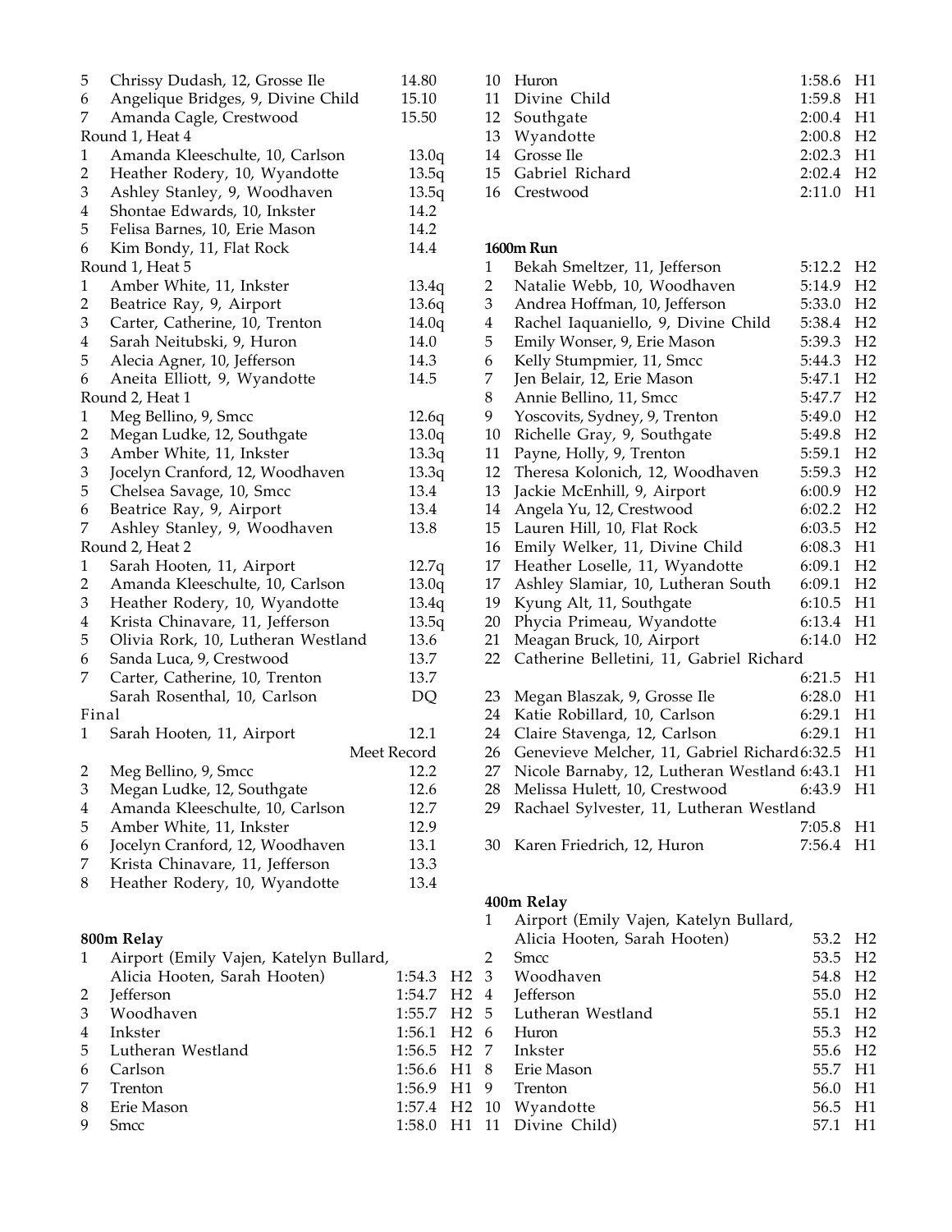| | | |
|---|---|---|
| 5 | Chrissy Dudash, 12, Grosse Ile | 14.80 |
| 6 | Angelique Bridges, 9, Divine Child | 15.10 |
| 7 | Amanda Cagle, Crestwood | 15.50 |

Round 1, Heat 4

| | | |
|---|---|---|
| 1 | Amanda Kleeschulte, 10, Carlson | 13.0q |
| 2 | Heather Rodery, 10, Wyandotte | 13.5q |
| 3 | Ashley Stanley, 9, Woodhaven | 13.5q |
| 4 | Shontae Edwards, 10, Inkster | 14.2 |
| 5 | Felisa Barnes, 10, Erie Mason | 14.2 |
| 6 | Kim Bondy, 11, Flat Rock | 14.4 |

Round 1, Heat 5

| | | |
|---|---|---|
| 1 | Amber White, 11, Inkster | 13.4q |
| 2 | Beatrice Ray, 9, Airport | 13.6q |
| 3 | Carter, Catherine, 10, Trenton | 14.0q |
| 4 | Sarah Neitubski, 9, Huron | 14.0 |
| 5 | Alecia Agner, 10, Jefferson | 14.3 |
| 6 | Aneita Elliott, 9, Wyandotte | 14.5 |

Round 2, Heat 1

| | | |
|---|---|---|
| 1 | Meg Bellino, 9, Smcc | 12.6q |
| 2 | Megan Ludke, 12, Southgate | 13.0q |
| 3 | Amber White, 11, Inkster | 13.3q |
| 3 | Jocelyn Cranford, 12, Woodhaven | 13.3q |
| 5 | Chelsea Savage, 10, Smcc | 13.4 |
| 6 | Beatrice Ray, 9, Airport | 13.4 |
| 7 | Ashley Stanley, 9, Woodhaven | 13.8 |

Round 2, Heat 2

| | | |
|---|---|---|
| 1 | Sarah Hooten, 11, Airport | 12.7q |
| 2 | Amanda Kleeschulte, 10, Carlson | 13.0q |
| 3 | Heather Rodery, 10, Wyandotte | 13.4q |
| 4 | Krista Chinavare, 11, Jefferson | 13.5q |
| 5 | Olivia Rork, 10, Lutheran Westland | 13.6 |
| 6 | Sanda Luca, 9, Crestwood | 13.7 |
| 7 | Carter, Catherine, 10, Trenton | 13.7 |
| | Sarah Rosenthal, 10, Carlson | DQ |

Final

| | | |
|---|---|---|
| 1 | Sarah Hooten, 11, Airport | 12.1 Meet Record |
| 2 | Meg Bellino, 9, Smcc | 12.2 |
| 3 | Megan Ludke, 12, Southgate | 12.6 |
| 4 | Amanda Kleeschulte, 10, Carlson | 12.7 |
| 5 | Amber White, 11, Inkster | 12.9 |
| 6 | Jocelyn Cranford, 12, Woodhaven | 13.1 |
| 7 | Krista Chinavare, 11, Jefferson | 13.3 |
| 8 | Heather Rodery, 10, Wyandotte | 13.4 |

**800m Relay**

| | | | |
|---|---|---|---|
| 1 | Airport (Emily Vajen, Katelyn Bullard, Alicia Hooten, Sarah Hooten) | 1:54.3 | H2 |
| 2 | Jefferson | 1:54.7 | H2 |
| 3 | Woodhaven | 1:55.7 | H2 |
| 4 | Inkster | 1:56.1 | H2 |
| 5 | Lutheran Westland | 1:56.5 | H2 |
| 6 | Carlson | 1:56.6 | H1 |
| 7 | Trenton | 1:56.9 | H1 |
| 8 | Erie Mason | 1:57.4 | H2 |
| 9 | Smcc | 1:58.0 | H1 |
| 10 | Huron | 1:58.6 | H1 |
| 11 | Divine Child | 1:59.8 | H1 |
| 12 | Southgate | 2:00.4 | H1 |
| 13 | Wyandotte | 2:00.8 | H2 |
| 14 | Grosse Ile | 2:02.3 | H1 |
| 15 | Gabriel Richard | 2:02.4 | H2 |
| 16 | Crestwood | 2:11.0 | H1 |

**1600m Run**

| | | | |
|---|---|---|---|
| 1 | Bekah Smeltzer, 11, Jefferson | 5:12.2 | H2 |
| 2 | Natalie Webb, 10, Woodhaven | 5:14.9 | H2 |
| 3 | Andrea Hoffman, 10, Jefferson | 5:33.0 | H2 |
| 4 | Rachel Iaquaniello, 9, Divine Child | 5:38.4 | H2 |
| 5 | Emily Wonser, 9, Erie Mason | 5:39.3 | H2 |
| 6 | Kelly Stumpmier, 11, Smcc | 5:44.3 | H2 |
| 7 | Jen Belair, 12, Erie Mason | 5:47.1 | H2 |
| 8 | Annie Bellino, 11, Smcc | 5:47.7 | H2 |
| 9 | Yoscovits, Sydney, 9, Trenton | 5:49.0 | H2 |
| 10 | Richelle Gray, 9, Southgate | 5:49.8 | H2 |
| 11 | Payne, Holly, 9, Trenton | 5:59.1 | H2 |
| 12 | Theresa Kolonich, 12, Woodhaven | 5:59.3 | H2 |
| 13 | Jackie McEnhill, 9, Airport | 6:00.9 | H2 |
| 14 | Angela Yu, 12, Crestwood | 6:02.2 | H2 |
| 15 | Lauren Hill, 10, Flat Rock | 6:03.5 | H2 |
| 16 | Emily Welker, 11, Divine Child | 6:08.3 | H1 |
| 17 | Heather Loselle, 11, Wyandotte | 6:09.1 | H2 |
| 17 | Ashley Slamiar, 10, Lutheran South | 6:09.1 | H2 |
| 19 | Kyung Alt, 11, Southgate | 6:10.5 | H1 |
| 20 | Phycia Primeau, Wyandotte | 6:13.4 | H1 |
| 21 | Meagan Bruck, 10, Airport | 6:14.0 | H2 |
| 22 | Catherine Belletini, 11, Gabriel Richard | 6:21.5 | H1 |
| 23 | Megan Blaszak, 9, Grosse Ile | 6:28.0 | H1 |
| 24 | Katie Robillard, 10, Carlson | 6:29.1 | H1 |
| 24 | Claire Stavenga, 12, Carlson | 6:29.1 | H1 |
| 26 | Genevieve Melcher, 11, Gabriel Richard | 6:32.5 | H1 |
| 27 | Nicole Barnaby, 12, Lutheran Westland | 6:43.1 | H1 |
| 28 | Melissa Hulett, 10, Crestwood | 6:43.9 | H1 |
| 29 | Rachael Sylvester, 11, Lutheran Westland | 7:05.8 | H1 |
| 30 | Karen Friedrich, 12, Huron | 7:56.4 | H1 |

**400m Relay**

| | | | |
|---|---|---|---|
| 1 | Airport (Emily Vajen, Katelyn Bullard, Alicia Hooten, Sarah Hooten) | 53.2 | H2 |
| 2 | Smcc | 53.5 | H2 |
| 3 | Woodhaven | 54.8 | H2 |
| 4 | Jefferson | 55.0 | H2 |
| 5 | Lutheran Westland | 55.1 | H2 |
| 6 | Huron | 55.3 | H2 |
| 7 | Inkster | 55.6 | H2 |
| 8 | Erie Mason | 55.7 | H1 |
| 9 | Trenton | 56.0 | H1 |
| 10 | Wyandotte | 56.5 | H1 |
| 11 | Divine Child) | 57.1 | H1 |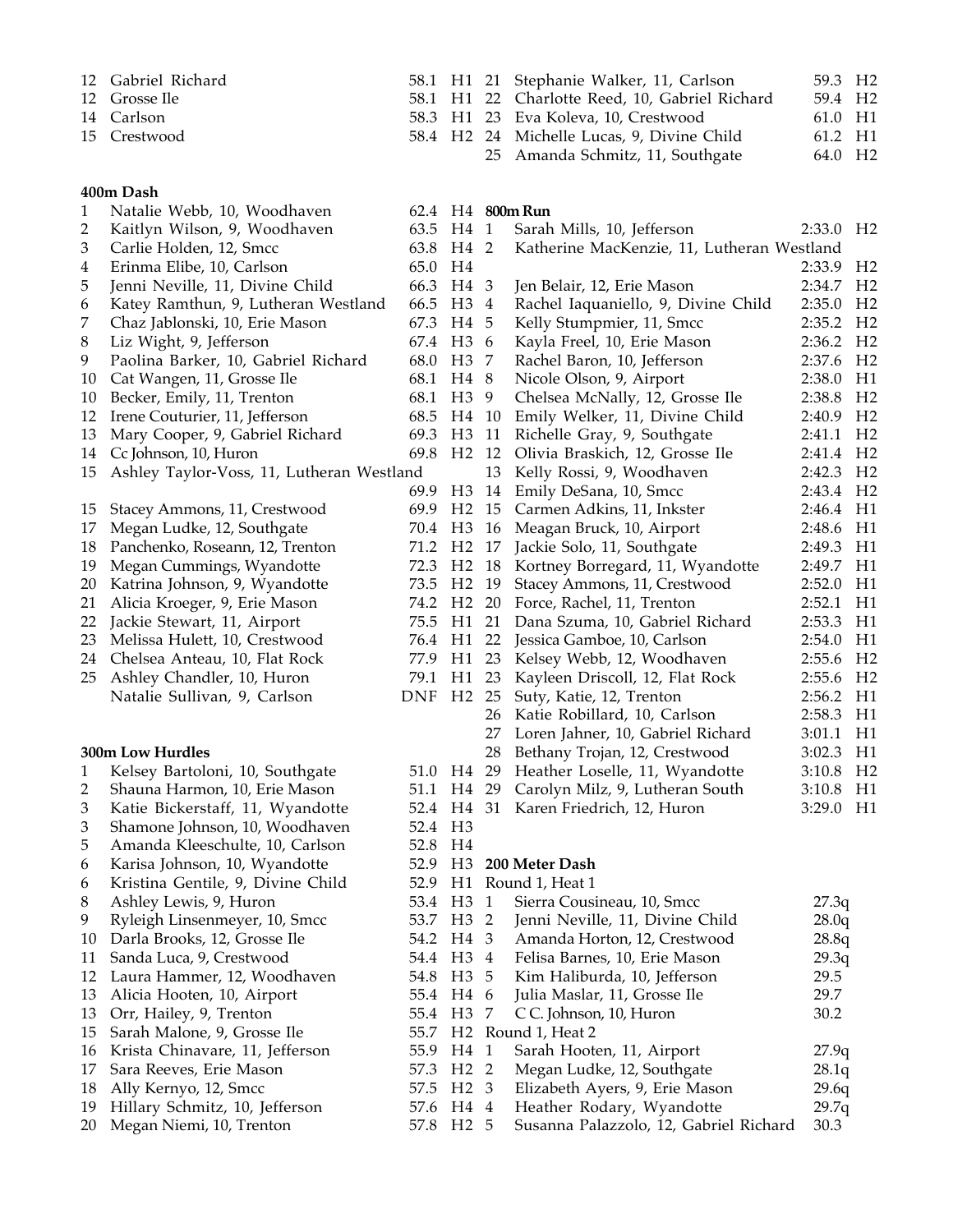| Place | Team | Time | Heat |
|---|---|---|---|
| 12 | Gabriel Richard | 58.1 | H1 |
| 12 | Grosse Ile | 58.1 | H1 |
| 14 | Carlson | 58.3 | H1 |
| 15 | Crestwood | 58.4 | H2 |

### 400m Dash

| Place | Name | Time | Heat |
|---|---|---|---|
| 1 | Natalie Webb, 10, Woodhaven | 62.4 | H4 |
| 2 | Kaitlyn Wilson, 9, Woodhaven | 63.5 | H4 |
| 3 | Carlie Holden, 12, Smcc | 63.8 | H4 |
| 4 | Erinma Elibe, 10, Carlson | 65.0 | H4 |
| 5 | Jenni Neville, 11, Divine Child | 66.3 | H4 |
| 6 | Katey Ramthun, 9, Lutheran Westland | 66.5 | H3 |
| 7 | Chaz Jablonski, 10, Erie Mason | 67.3 | H4 |
| 8 | Liz Wight, 9, Jefferson | 67.4 | H3 |
| 9 | Paolina Barker, 10, Gabriel Richard | 68.0 | H3 |
| 10 | Cat Wangen, 11, Grosse Ile | 68.1 | H4 |
| 10 | Becker, Emily, 11, Trenton | 68.1 | H3 |
| 12 | Irene Couturier, 11, Jefferson | 68.5 | H4 |
| 13 | Mary Cooper, 9, Gabriel Richard | 69.3 | H3 |
| 14 | Cc Johnson, 10, Huron | 69.8 | H2 |
| 15 | Ashley Taylor-Voss, 11, Lutheran Westland | 69.9 | H3 |
| 15 | Stacey Ammons, 11, Crestwood | 69.9 | H2 |
| 17 | Megan Ludke, 12, Southgate | 70.4 | H3 |
| 18 | Panchenko, Roseann, 12, Trenton | 71.2 | H2 |
| 19 | Megan Cummings, Wyandotte | 72.3 | H2 |
| 20 | Katrina Johnson, 9, Wyandotte | 73.5 | H2 |
| 21 | Alicia Kroeger, 9, Erie Mason | 74.2 | H2 |
| 22 | Jackie Stewart, 11, Airport | 75.5 | H1 |
| 23 | Melissa Hulett, 10, Crestwood | 76.4 | H1 |
| 24 | Chelsea Anteau, 10, Flat Rock | 77.9 | H1 |
| 25 | Ashley Chandler, 10, Huron | 79.1 | H1 |
| | Natalie Sullivan, 9, Carlson | DNF | H2 |

### 300m Low Hurdles

| Place | Name | Time | Heat |
|---|---|---|---|
| 1 | Kelsey Bartoloni, 10, Southgate | 51.0 | H4 |
| 2 | Shauna Harmon, 10, Erie Mason | 51.1 | H4 |
| 3 | Katie Bickerstaff, 11, Wyandotte | 52.4 | H4 |
| 3 | Shamone Johnson, 10, Woodhaven | 52.4 | H3 |
| 5 | Amanda Kleeschulte, 10, Carlson | 52.8 | H4 |
| 6 | Karisa Johnson, 10, Wyandotte | 52.9 | H3 |
| 6 | Kristina Gentile, 9, Divine Child | 52.9 | H1 |
| 8 | Ashley Lewis, 9, Huron | 53.4 | H3 |
| 9 | Ryleigh Linsenmeyer, 10, Smcc | 53.7 | H3 |
| 10 | Darla Brooks, 12, Grosse Ile | 54.2 | H4 |
| 11 | Sanda Luca, 9, Crestwood | 54.4 | H3 |
| 12 | Laura Hammer, 12, Woodhaven | 54.8 | H3 |
| 13 | Alicia Hooten, 10, Airport | 55.4 | H4 |
| 13 | Orr, Hailey, 9, Trenton | 55.4 | H3 |
| 15 | Sarah Malone, 9, Grosse Ile | 55.7 | H2 |
| 16 | Krista Chinavare, 11, Jefferson | 55.9 | H4 |
| 17 | Sara Reeves, Erie Mason | 57.3 | H2 |
| 18 | Ally Kernyo, 12, Smcc | 57.5 | H2 |
| 19 | Hillary Schmitz, 10, Jefferson | 57.6 | H4 |
| 20 | Megan Niemi, 10, Trenton | 57.8 | H2 |
| 21 | Stephanie Walker, 11, Carlson | 59.3 | H2 |
| 22 | Charlotte Reed, 10, Gabriel Richard | 59.4 | H2 |
| 23 | Eva Koleva, 10, Crestwood | 61.0 | H1 |
| 24 | Michelle Lucas, 9, Divine Child | 61.2 | H1 |
| 25 | Amanda Schmitz, 11, Southgate | 64.0 | H2 |

### 800m Run

| Place | Name | Time | Heat |
|---|---|---|---|
| 1 | Sarah Mills, 10, Jefferson | 2:33.0 | H2 |
| 2 | Katherine MacKenzie, 11, Lutheran Westland | 2:33.9 | H2 |
| 3 | Jen Belair, 12, Erie Mason | 2:34.7 | H2 |
| 4 | Rachel Iaquaniello, 9, Divine Child | 2:35.0 | H2 |
| 5 | Kelly Stumpmier, 11, Smcc | 2:35.2 | H2 |
| 6 | Kayla Freel, 10, Erie Mason | 2:36.2 | H2 |
| 7 | Rachel Baron, 10, Jefferson | 2:37.6 | H2 |
| 8 | Nicole Olson, 9, Airport | 2:38.0 | H1 |
| 9 | Chelsea McNally, 12, Grosse Ile | 2:38.8 | H2 |
| 10 | Emily Welker, 11, Divine Child | 2:40.9 | H2 |
| 11 | Richelle Gray, 9, Southgate | 2:41.1 | H2 |
| 12 | Olivia Braskich, 12, Grosse Ile | 2:41.4 | H2 |
| 13 | Kelly Rossi, 9, Woodhaven | 2:42.3 | H2 |
| 14 | Emily DeSana, 10, Smcc | 2:43.4 | H2 |
| 15 | Carmen Adkins, 11, Inkster | 2:46.4 | H1 |
| 16 | Meagan Bruck, 10, Airport | 2:48.6 | H1 |
| 17 | Jackie Solo, 11, Southgate | 2:49.3 | H1 |
| 18 | Kortney Borregard, 11, Wyandotte | 2:49.7 | H1 |
| 19 | Stacey Ammons, 11, Crestwood | 2:52.0 | H1 |
| 20 | Force, Rachel, 11, Trenton | 2:52.1 | H1 |
| 21 | Dana Szuma, 10, Gabriel Richard | 2:53.3 | H1 |
| 22 | Jessica Gamboe, 10, Carlson | 2:54.0 | H1 |
| 23 | Kelsey Webb, 12, Woodhaven | 2:55.6 | H2 |
| 23 | Kayleen Driscoll, 12, Flat Rock | 2:55.6 | H2 |
| 25 | Suty, Katie, 12, Trenton | 2:56.2 | H1 |
| 26 | Katie Robillard, 10, Carlson | 2:58.3 | H1 |
| 27 | Loren Jahner, 10, Gabriel Richard | 3:01.1 | H1 |
| 28 | Bethany Trojan, 12, Crestwood | 3:02.3 | H1 |
| 29 | Heather Loselle, 11, Wyandotte | 3:10.8 | H2 |
| 29 | Carolyn Milz, 9, Lutheran South | 3:10.8 | H1 |
| 31 | Karen Friedrich, 12, Huron | 3:29.0 | H1 |

### 200 Meter Dash

Round 1, Heat 1

| Place | Name | Time |
|---|---|---|
| 1 | Sierra Cousineau, 10, Smcc | 27.3q |
| 2 | Jenni Neville, 11, Divine Child | 28.0q |
| 3 | Amanda Horton, 12, Crestwood | 28.8q |
| 4 | Felisa Barnes, 10, Erie Mason | 29.3q |
| 5 | Kim Haliburda, 10, Jefferson | 29.5 |
| 6 | Julia Maslar, 11, Grosse Ile | 29.7 |
| 7 | C C. Johnson, 10, Huron | 30.2 |

Round 1, Heat 2

| Place | Name | Time |
|---|---|---|
| 1 | Sarah Hooten, 11, Airport | 27.9q |
| 2 | Megan Ludke, 12, Southgate | 28.1q |
| 3 | Elizabeth Ayers, 9, Erie Mason | 29.6q |
| 4 | Heather Rodary, Wyandotte | 29.7q |
| 5 | Susanna Palazzolo, 12, Gabriel Richard | 30.3 |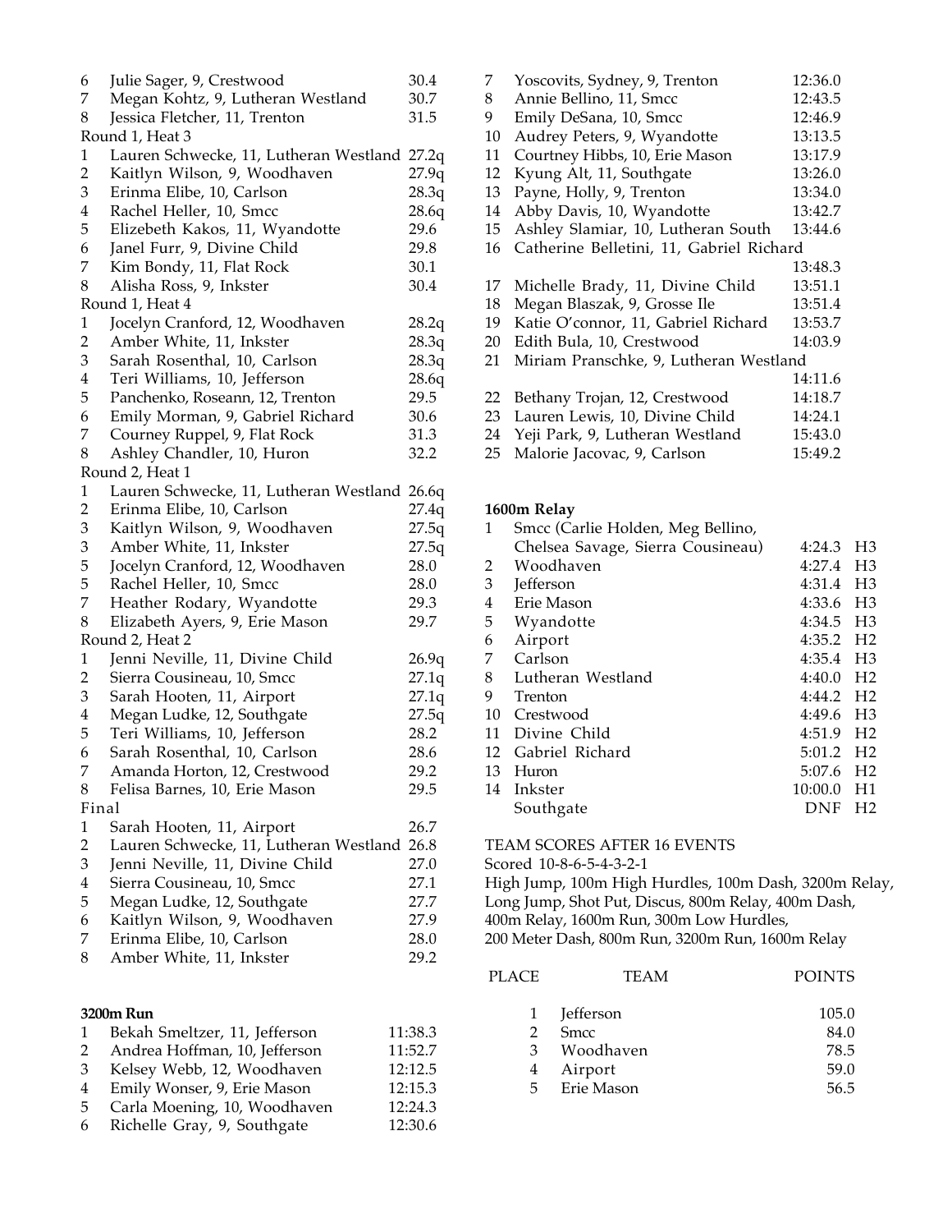| Place | Name | Mark |
|---|---|---|
| 6 | Julie Sager, 9, Crestwood | 30.4 |
| 7 | Megan Kohtz, 9, Lutheran Westland | 30.7 |
| 8 | Jessica Fletcher, 11, Trenton | 31.5 |

Round 1, Heat 3

| Place | Name | Mark |
|---|---|---|
| 1 | Lauren Schwecke, 11, Lutheran Westland | 27.2q |
| 2 | Kaitlyn Wilson, 9, Woodhaven | 27.9q |
| 3 | Erinma Elibe, 10, Carlson | 28.3q |
| 4 | Rachel Heller, 10, Smcc | 28.6q |
| 5 | Elizebeth Kakos, 11, Wyandotte | 29.6 |
| 6 | Janel Furr, 9, Divine Child | 29.8 |
| 7 | Kim Bondy, 11, Flat Rock | 30.1 |
| 8 | Alisha Ross, 9, Inkster | 30.4 |

Round 1, Heat 4

| Place | Name | Mark |
|---|---|---|
| 1 | Jocelyn Cranford, 12, Woodhaven | 28.2q |
| 2 | Amber White, 11, Inkster | 28.3q |
| 3 | Sarah Rosenthal, 10, Carlson | 28.3q |
| 4 | Teri Williams, 10, Jefferson | 28.6q |
| 5 | Panchenko, Roseann, 12, Trenton | 29.5 |
| 6 | Emily Morman, 9, Gabriel Richard | 30.6 |
| 7 | Courney Ruppel, 9, Flat Rock | 31.3 |
| 8 | Ashley Chandler, 10, Huron | 32.2 |

Round 2, Heat 1

| Place | Name | Mark |
|---|---|---|
| 1 | Lauren Schwecke, 11, Lutheran Westland | 26.6q |
| 2 | Erinma Elibe, 10, Carlson | 27.4q |
| 3 | Kaitlyn Wilson, 9, Woodhaven | 27.5q |
| 3 | Amber White, 11, Inkster | 27.5q |
| 5 | Jocelyn Cranford, 12, Woodhaven | 28.0 |
| 5 | Rachel Heller, 10, Smcc | 28.0 |
| 7 | Heather Rodary, Wyandotte | 29.3 |
| 8 | Elizabeth Ayers, 9, Erie Mason | 29.7 |

Round 2, Heat 2

| Place | Name | Mark |
|---|---|---|
| 1 | Jenni Neville, 11, Divine Child | 26.9q |
| 2 | Sierra Cousineau, 10, Smcc | 27.1q |
| 3 | Sarah Hooten, 11, Airport | 27.1q |
| 4 | Megan Ludke, 12, Southgate | 27.5q |
| 5 | Teri Williams, 10, Jefferson | 28.2 |
| 6 | Sarah Rosenthal, 10, Carlson | 28.6 |
| 7 | Amanda Horton, 12, Crestwood | 29.2 |
| 8 | Felisa Barnes, 10, Erie Mason | 29.5 |

Final

| Place | Name | Mark |
|---|---|---|
| 1 | Sarah Hooten, 11, Airport | 26.7 |
| 2 | Lauren Schwecke, 11, Lutheran Westland | 26.8 |
| 3 | Jenni Neville, 11, Divine Child | 27.0 |
| 4 | Sierra Cousineau, 10, Smcc | 27.1 |
| 5 | Megan Ludke, 12, Southgate | 27.7 |
| 6 | Kaitlyn Wilson, 9, Woodhaven | 27.9 |
| 7 | Erinma Elibe, 10, Carlson | 28.0 |
| 8 | Amber White, 11, Inkster | 29.2 |

**3200m Run**

| Place | Name | Mark |
|---|---|---|
| 1 | Bekah Smeltzer, 11, Jefferson | 11:38.3 |
| 2 | Andrea Hoffman, 10, Jefferson | 11:52.7 |
| 3 | Kelsey Webb, 12, Woodhaven | 12:12.5 |
| 4 | Emily Wonser, 9, Erie Mason | 12:15.3 |
| 5 | Carla Moening, 10, Woodhaven | 12:24.3 |
| 6 | Richelle Gray, 9, Southgate | 12:30.6 |
| 7 | Yoscovits, Sydney, 9, Trenton | 12:36.0 |
| 8 | Annie Bellino, 11, Smcc | 12:43.5 |
| 9 | Emily DeSana, 10, Smcc | 12:46.9 |
| 10 | Audrey Peters, 9, Wyandotte | 13:13.5 |
| 11 | Courtney Hibbs, 10, Erie Mason | 13:17.9 |
| 12 | Kyung Alt, 11, Southgate | 13:26.0 |
| 13 | Payne, Holly, 9, Trenton | 13:34.0 |
| 14 | Abby Davis, 10, Wyandotte | 13:42.7 |
| 15 | Ashley Slamiar, 10, Lutheran South | 13:44.6 |
| 16 | Catherine Belletini, 11, Gabriel Richard | 13:48.3 |
| 17 | Michelle Brady, 11, Divine Child | 13:51.1 |
| 18 | Megan Blaszak, 9, Grosse Ile | 13:51.4 |
| 19 | Katie O'connor, 11, Gabriel Richard | 13:53.7 |
| 20 | Edith Bula, 10, Crestwood | 14:03.9 |
| 21 | Miriam Pranschke, 9, Lutheran Westland | 14:11.6 |
| 22 | Bethany Trojan, 12, Crestwood | 14:18.7 |
| 23 | Lauren Lewis, 10, Divine Child | 14:24.1 |
| 24 | Yeji Park, 9, Lutheran Westland | 15:43.0 |
| 25 | Malorie Jacovac, 9, Carlson | 15:49.2 |

**1600m Relay**

| Place | Team | Mark | Heat |
|---|---|---|---|
| 1 | Smcc (Carlie Holden, Meg Bellino, Chelsea Savage, Sierra Cousineau) | 4:24.3 | H3 |
| 2 | Woodhaven | 4:27.4 | H3 |
| 3 | Jefferson | 4:31.4 | H3 |
| 4 | Erie Mason | 4:33.6 | H3 |
| 5 | Wyandotte | 4:34.5 | H3 |
| 6 | Airport | 4:35.2 | H2 |
| 7 | Carlson | 4:35.4 | H3 |
| 8 | Lutheran Westland | 4:40.0 | H2 |
| 9 | Trenton | 4:44.2 | H2 |
| 10 | Crestwood | 4:49.6 | H3 |
| 11 | Divine Child | 4:51.9 | H2 |
| 12 | Gabriel Richard | 5:01.2 | H2 |
| 13 | Huron | 5:07.6 | H2 |
| 14 | Inkster | 10:00.0 | H1 |
| | Southgate | DNF | H2 |

TEAM SCORES AFTER 16 EVENTS
Scored 10-8-6-5-4-3-2-1
High Jump, 100m High Hurdles, 100m Dash, 3200m Relay, Long Jump, Shot Put, Discus, 800m Relay, 400m Dash, 400m Relay, 1600m Run, 300m Low Hurdles, 200 Meter Dash, 800m Run, 3200m Run, 1600m Relay

| PLACE | TEAM | POINTS |
|---|---|---|
| 1 | Jefferson | 105.0 |
| 2 | Smcc | 84.0 |
| 3 | Woodhaven | 78.5 |
| 4 | Airport | 59.0 |
| 5 | Erie Mason | 56.5 |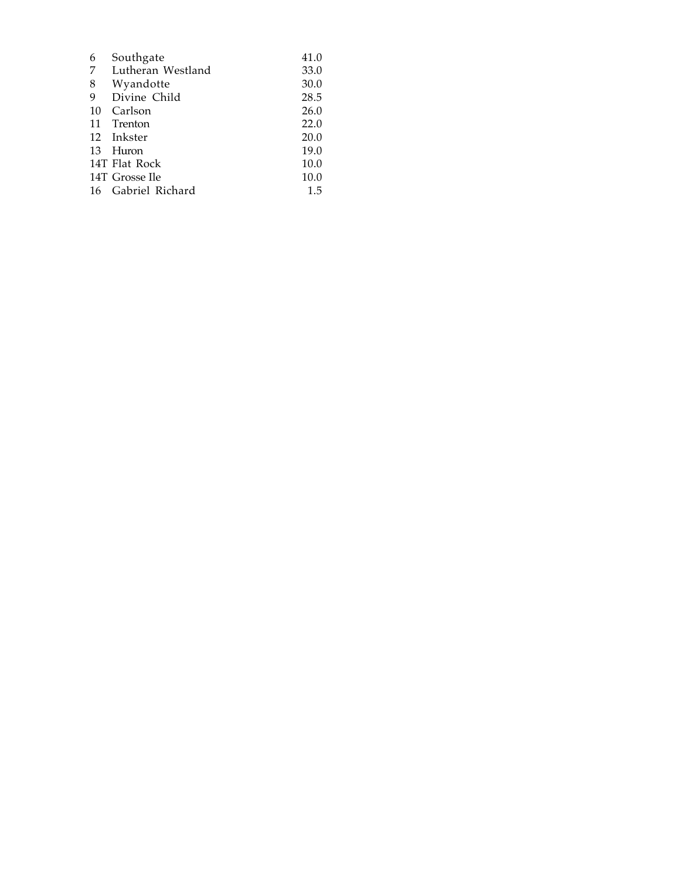| | | |
|---|---|---|
| 6 | Southgate | 41.0 |
| 7 | Lutheran Westland | 33.0 |
| 8 | Wyandotte | 30.0 |
| 9 | Divine Child | 28.5 |
| 10 | Carlson | 26.0 |
| 11 | Trenton | 22.0 |
| 12 | Inkster | 20.0 |
| 13 | Huron | 19.0 |
| 14T | Flat Rock | 10.0 |
| 14T | Grosse Ile | 10.0 |
| 16 | Gabriel Richard | 1.5 |